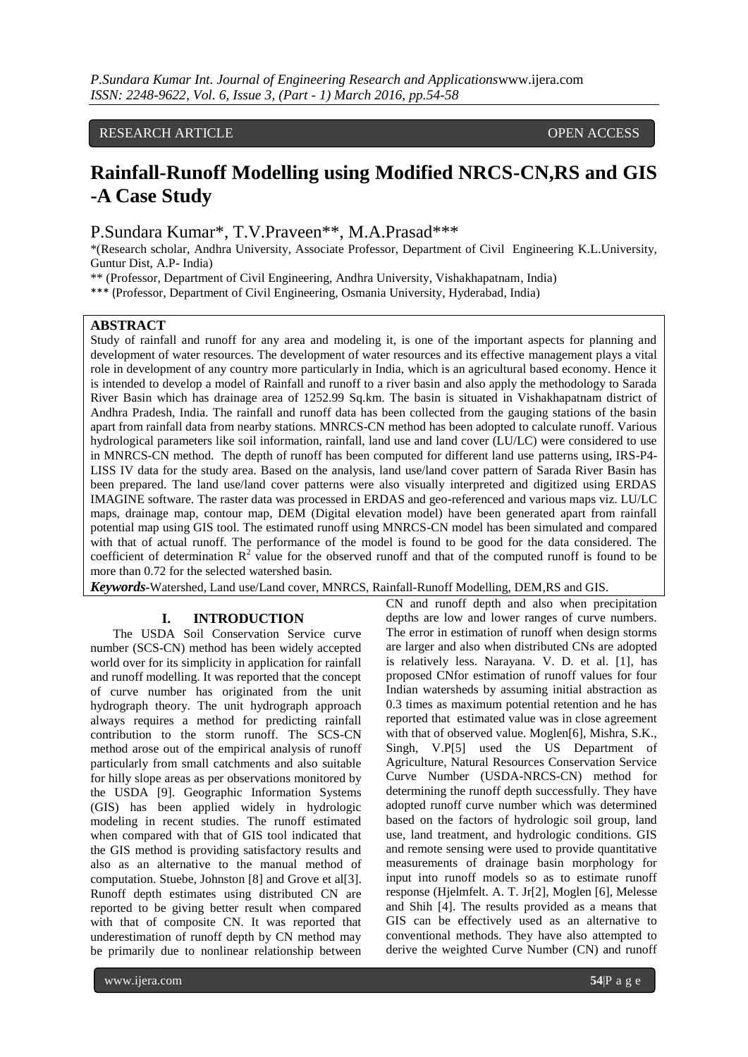RESEARCH ARTICLE OPEN ACCESS

# Rainfall-Runoff Modelling using Modified NRCS-CN,RS and GIS -A Case Study

P.Sundara Kumar*, T.V.Praveen**, M.A.Prasad***

*(Research scholar, Andhra University, Associate Professor, Department of Civil Engineering K.L.University, Guntur Dist, A.P- India)

** (Professor, Department of Civil Engineering, Andhra University, Vishakhapatnam, India)

*** (Professor, Department of Civil Engineering, Osmania University, Hyderabad, India)

## ABSTRACT

Study of rainfall and runoff for any area and modeling it, is one of the important aspects for planning and development of water resources. The development of water resources and its effective management plays a vital role in development of any country more particularly in India, which is an agricultural based economy. Hence it is intended to develop a model of Rainfall and runoff to a river basin and also apply the methodology to Sarada River Basin which has drainage area of 1252.99 Sq.km. The basin is situated in Vishakhapatnam district of Andhra Pradesh, India. The rainfall and runoff data has been collected from the gauging stations of the basin apart from rainfall data from nearby stations. MNRCS-CN method has been adopted to calculate runoff. Various hydrological parameters like soil information, rainfall, land use and land cover (LU/LC) were considered to use in MNRCS-CN method. The depth of runoff has been computed for different land use patterns using, IRS-P4-LISS IV data for the study area. Based on the analysis, land use/land cover pattern of Sarada River Basin has been prepared. The land use/land cover patterns were also visually interpreted and digitized using ERDAS IMAGINE software. The raster data was processed in ERDAS and geo-referenced and various maps viz. LU/LC maps, drainage map, contour map, DEM (Digital elevation model) have been generated apart from rainfall potential map using GIS tool. The estimated runoff using MNRCS-CN model has been simulated and compared with that of actual runoff. The performance of the model is found to be good for the data considered. The coefficient of determination $R^2$ value for the observed runoff and that of the computed runoff is found to be more than 0.72 for the selected watershed basin.

***Keywords*****-**Watershed, Land use/Land cover, MNRCS, Rainfall-Runoff Modelling, DEM,RS and GIS.

## I. INTRODUCTION

The USDA Soil Conservation Service curve number (SCS-CN) method has been widely accepted world over for its simplicity in application for rainfall and runoff modelling. It was reported that the concept of curve number has originated from the unit hydrograph theory. The unit hydrograph approach always requires a method for predicting rainfall contribution to the storm runoff. The SCS-CN method arose out of the empirical analysis of runoff particularly from small catchments and also suitable for hilly slope areas as per observations monitored by the USDA [9]. Geographic Information Systems (GIS) has been applied widely in hydrologic modeling in recent studies. The runoff estimated when compared with that of GIS tool indicated that the GIS method is providing satisfactory results and also as an alternative to the manual method of computation. Stuebe, Johnston [8] and Grove et al[3]. Runoff depth estimates using distributed CN are reported to be giving better result when compared with that of composite CN. It was reported that underestimation of runoff depth by CN method may be primarily due to nonlinear relationship between CN and runoff depth and also when precipitation depths are low and lower ranges of curve numbers. The error in estimation of runoff when design storms are larger and also when distributed CNs are adopted is relatively less. Narayana. V. D. et al. [1], has proposed CNfor estimation of runoff values for four Indian watersheds by assuming initial abstraction as 0.3 times as maximum potential retention and he has reported that estimated value was in close agreement with that of observed value. Moglen[6], Mishra, S.K., Singh, V.P[5] used the US Department of Agriculture, Natural Resources Conservation Service Curve Number (USDA-NRCS-CN) method for determining the runoff depth successfully. They have adopted runoff curve number which was determined based on the factors of hydrologic soil group, land use, land treatment, and hydrologic conditions. GIS and remote sensing were used to provide quantitative measurements of drainage basin morphology for input into runoff models so as to estimate runoff response (Hjelmfelt. A. T. Jr[2], Moglen [6], Melesse and Shih [4]. The results provided as a means that GIS can be effectively used as an alternative to conventional methods. They have also attempted to derive the weighted Curve Number (CN) and runoff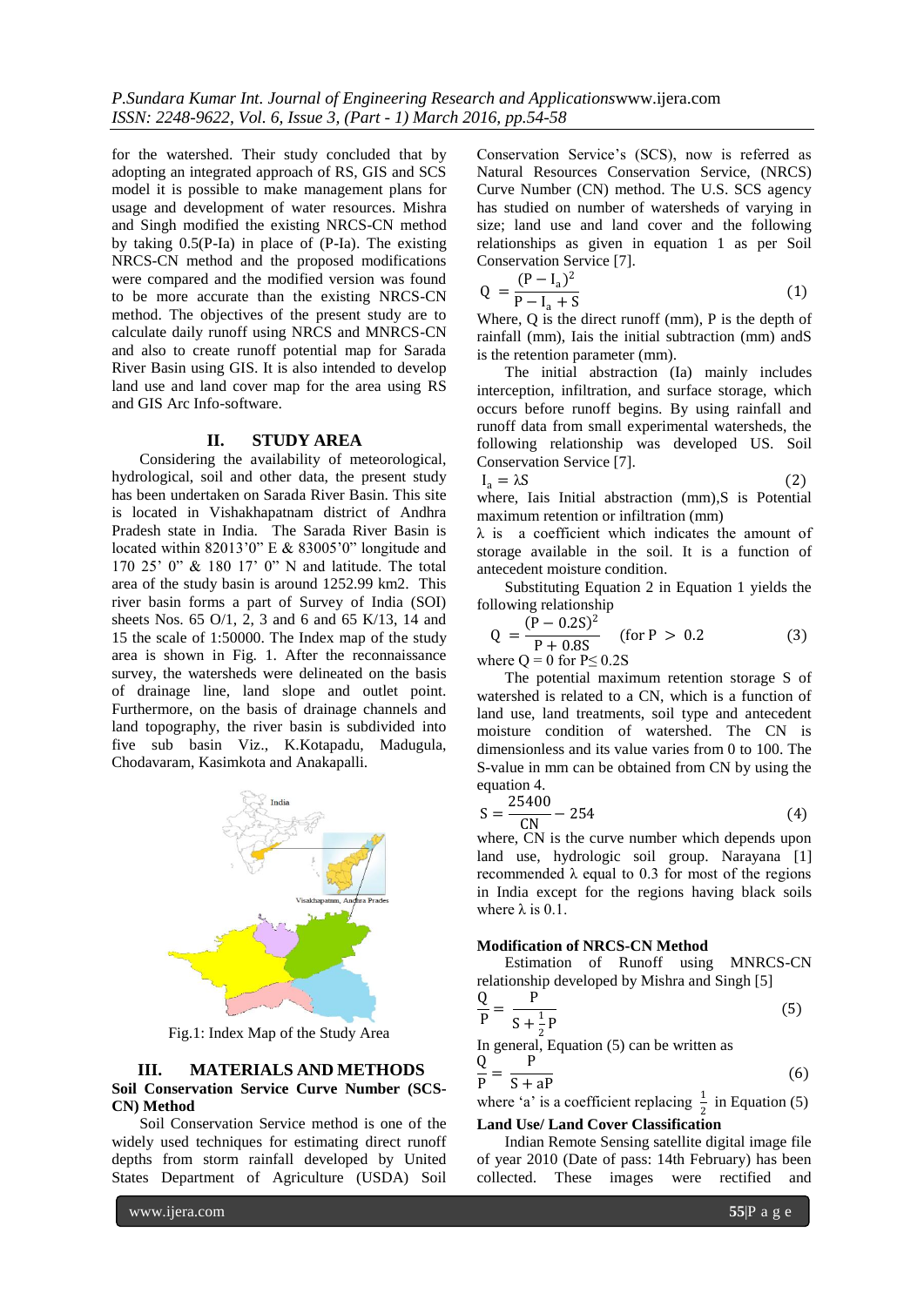for the watershed. Their study concluded that by adopting an integrated approach of RS, GIS and SCS model it is possible to make management plans for usage and development of water resources. Mishra and Singh modified the existing NRCS-CN method by taking 0.5(P-Ia) in place of (P-Ia). The existing NRCS-CN method and the proposed modifications were compared and the modified version was found to be more accurate than the existing NRCS-CN method. The objectives of the present study are to calculate daily runoff using NRCS and MNRCS-CN and also to create runoff potential map for Sarada River Basin using GIS. It is also intended to develop land use and land cover map for the area using RS and GIS Arc Info-software.

## II. STUDY AREA

Considering the availability of meteorological, hydrological, soil and other data, the present study has been undertaken on Sarada River Basin. This site is located in Vishakhapatnam district of Andhra Pradesh state in India. The Sarada River Basin is located within 82013'0" E & 83005'0" longitude and 170 25' 0" & 180 17' 0" N and latitude. The total area of the study basin is around 1252.99 km2. This river basin forms a part of Survey of India (SOI) sheets Nos. 65 O/1, 2, 3 and 6 and 65 K/13, 14 and 15 the scale of 1:50000. The Index map of the study area is shown in Fig. 1. After the reconnaissance survey, the watersheds were delineated on the basis of drainage line, land and slope and outlet point. Furthermore, on the basis of drainage channels and land topography, the river basin is subdivided into five sub basin Viz., K.Kotapadu, Madugula, Chodavaram, Kasimkota and Anakapalli.

Fig.1: Index Map of the Study Area

## III. MATERIALS AND METHODS

**Soil Conservation Service Curve Number (SCS-CN) Method**

Soil Conservation Service method is one of the widely used techniques for estimating direct runoff depths from storm rainfall developed by United States Department of Agriculture (USDA) Soil Conservation Service's (SCS), now is referred as Natural Resources Conservation Service, (NRCS) Curve Number (CN) method. The U.S. SCS agency has studied on number of watersheds of varying in size; land use and land cover and the following relationships as given in equation 1 as per Soil Conservation Service [7].

$$Q = \frac{(P - I_a)^2}{P - I_a + S} \quad (1)$$

Where, Q is the direct runoff (mm), P is the depth of rainfall (mm), Iais the initial subtraction (mm) andS is the retention parameter (mm).

The initial abstraction (Ia) mainly includes interception, infiltration, and surface storage, which occurs before runoff begins. By using rainfall and runoff data from small experimental watersheds, the following relationship was developed US. Soil Conservation Service [7].

$$I_a = \lambda S \quad (2)$$

where, Iais Initial abstraction (mm),S is Potential maximum retention or infiltration (mm)

λ is a coefficient which indicates the amount of storage available in the soil. It is a function of antecedent moisture condition.

Substituting Equation 2 in Equation 1 yields the following relationship

$$Q = \frac{(P - 0.2S)^2}{P + 0.8S} \quad (\text{for } P > 0.2 \quad (3)$$

where $Q = 0$ for $P \leq 0.2S$

The potential maximum retention storage S of watershed is related to a CN, which is a function of land use, land treatments, soil type and antecedent moisture condition of watershed. The CN is dimensionless and its value varies from 0 to 100. The S-value in mm can be obtained from CN by using the equation 4.

$$S = \frac{25400}{CN} - 254 \quad (4)$$

where, CN is the curve number which depends upon land use, hydrologic soil group. Narayana [1] recommended λ equal to 0.3 for most of the regions in India except for the regions having black soils where λ is 0.1.

**Modification of NRCS-CN Method**

Estimation of Runoff using MNRCS-CN relationship developed by Mishra and Singh [5]

$$\frac{Q}{P} = \frac{P}{S + \frac{1}{2}P} \quad (5)$$

In general, Equation (5) can be written as

$$\frac{Q}{P} = \frac{P}{S + aP} \quad (6)$$

where 'a' is a coefficient replacing $\frac{1}{2}$ in Equation (5)

**Land Use/ Land Cover Classification**

Indian Remote Sensing satellite digital image file of year 2010 (Date of pass: 14th February) has been collected. These images were rectified and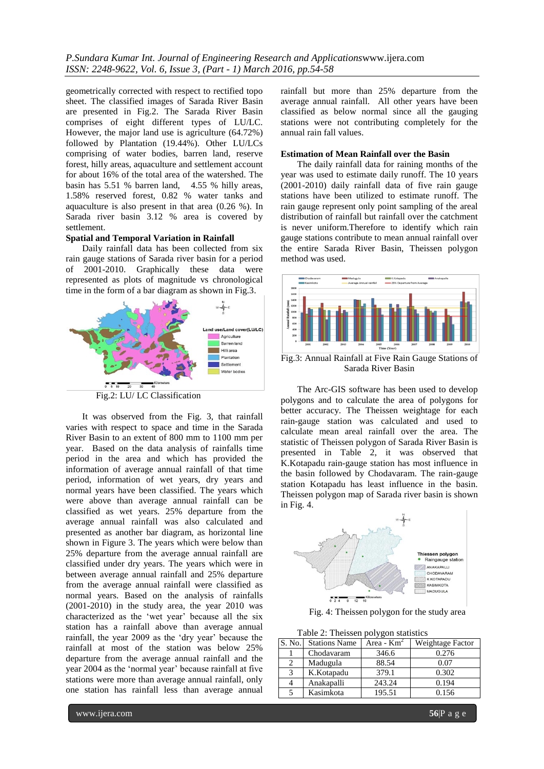geometrically corrected with respect to rectified topo sheet. The classified images of Sarada River Basin are presented in Fig.2. The Sarada River Basin comprises of eight different types of LU/LC. However, the major land use is agriculture (64.72%) followed by Plantation (19.44%). Other LU/LCs comprising of water bodies, barren land, reserve forest, hilly areas, aquaculture and settlement account for about 16% of the total area of the watershed. The basin has 5.51 % barren land, 4.55 % hilly areas, 1.58% reserved forest, 0.82 % water tanks and aquaculture is also present in that area (0.26 %). In Sarada river basin 3.12 % area is covered by settlement.

**Spatial and Temporal Variation in Rainfall**

Daily rainfall data has been collected from six rain gauge stations of Sarada river basin for a period of 2001-2010. Graphically these data were represented as plots of magnitude vs chronological time in the form of a bar diagram as shown in Fig.3.

Fig.2: LU/ LC Classification

It was observed from the Fig. 3, that rainfall varies with respect to space and time in the Sarada River Basin to an extent of 800 mm to 1100 mm per year. Based on the data analysis of rainfalls time period in the area and which has provided the information of average annual rainfall of that time period, information of wet years, dry years and normal years have been classified. The years which were above than average annual rainfall can be classified as wet years. 25% departure from the average annual rainfall was also calculated and presented as another bar diagram, as horizontal line shown in Figure 3. The years which were below than 25% departure from the average annual rainfall are classified under dry years. The years which were in between average annual rainfall and 25% departure from the average annual rainfall were classified as normal years. Based on the analysis of rainfalls (2001-2010) in the study area, the year 2010 was characterized as the 'wet year' because all the six station has a rainfall above than average annual rainfall, the year 2009 as the 'dry year' because the rainfall at most of the station was below 25% departure from the average annual rainfall and the year 2004 as the 'normal year' because rainfall at five stations were more than average annual rainfall, only one station has rainfall less than average annual rainfall but more than 25% departure from the average annual rainfall. All other years have been classified as below normal since all the gauging stations were not contributing completely for the annual rain fall values.

**Estimation of Mean Rainfall over the Basin**

The daily rainfall data for raining months of the year was used to estimate daily runoff. The 10 years (2001-2010) daily rainfall data of five rain gauge stations have been utilized to estimate runoff. The rain gauge represent only point sampling of the areal distribution of rainfall but rainfall over the catchment is never uniform.Therefore to identify which rain gauge stations contribute to mean annual rainfall over the entire Sarada River Basin, Theissen polygon method was used.

Fig.3: Annual Rainfall at Five Rain Gauge Stations of Sarada River Basin

The Arc-GIS software has been used to develop polygons and to calculate the area of polygons for better accuracy. The Theissen weightage for each rain-gauge station was calculated and used to calculate mean areal rainfall over the area. The statistic of Theissen polygon of Sarada River Basin is presented in Table 2, it was observed that K.Kotapadu rain-gauge station has most influence in the basin followed by Chodavaram. The rain-gauge station Kotapadu has least influence in the basin. Theissen polygon map of Sarada river basin is shown in Fig. 4.

Fig. 4: Theissen polygon for the study area

Table 2: Theissen polygon statistics

| S. No. | Stations Name | Area - Km$^2$ | Weightage Factor |
|---|---|---|---|
| 1 | Chodavaram | 346.6 | 0.276 |
| 2 | Madugula | 88.54 | 0.07 |
| 3 | K.Kotapadu | 379.1 | 0.302 |
| 4 | Anakapalli | 243.24 | 0.194 |
| 5 | Kasimkota | 195.51 | 0.156 |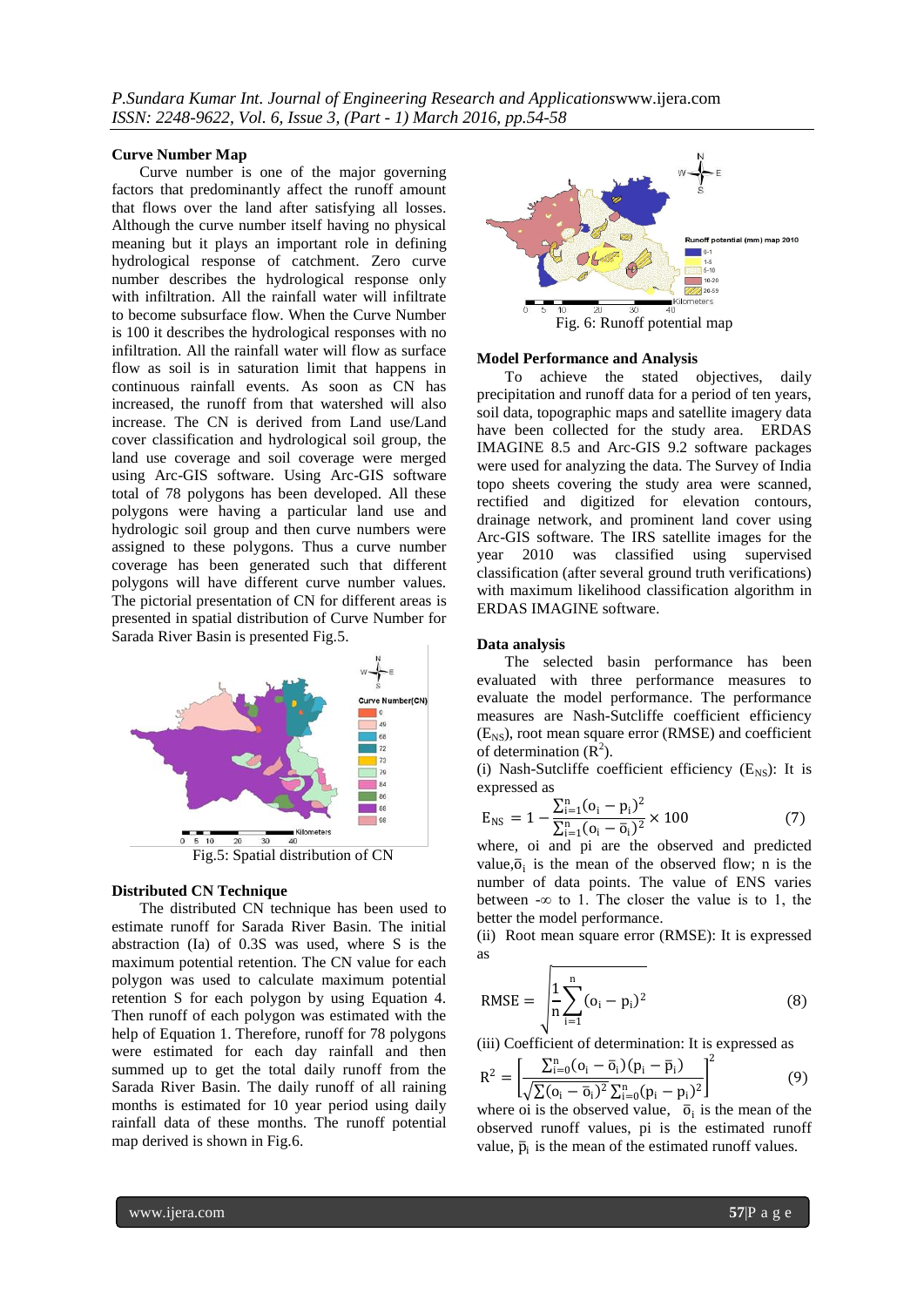### Curve Number Map

Curve number is one of the major governing factors that predominantly affect the runoff amount that flows over the land after satisfying all losses. Although the curve number itself having no physical meaning but it plays an important role in defining hydrological response of catchment. Zero curve number describes the hydrological response only with infiltration. All the rainfall water will infiltrate to become subsurface flow. When the Curve Number is 100 it describes the hydrological responses with no infiltration. All the rainfall water will flow as surface flow as soil is in saturation limit that happens in continuous rainfall events. As soon as CN has increased, the runoff from that watershed will also increase. The CN is derived from Land use/Land cover classification and hydrological soil group, the land use coverage and soil coverage were merged using Arc-GIS software. Using Arc-GIS software total of 78 polygons has been developed. All these polygons were having a particular land use and hydrologic soil group and then curve numbers were assigned to these polygons. Thus a curve number coverage has been generated such that different polygons will have different curve number values. The pictorial presentation of CN for different areas is presented in spatial distribution of Curve Number for Sarada River Basin is presented Fig.5.

Fig.5: Spatial distribution of CN

### Distributed CN Technique

The distributed CN technique has been used to estimate runoff for Sarada River Basin. The initial abstraction (Ia) of 0.3S was used, where S is the maximum potential retention. The CN value for each polygon was used to calculate maximum potential retention S for each polygon by using Equation 4. Then runoff of each polygon was estimated with the help of Equation 1. Therefore, runoff for 78 polygons were estimated for each day rainfall and then summed up to get the total daily runoff from the Sarada River Basin. The daily runoff of all raining months is estimated for 10 year period using daily rainfall data of these months. The runoff potential map derived is shown in Fig.6.

Fig. 6: Runoff potential map

### Model Performance and Analysis

To achieve the stated objectives, daily precipitation and runoff data for a period of ten years, soil data, topographic maps and satellite imagery data have been collected for the study area. ERDAS IMAGINE 8.5 and Arc-GIS 9.2 software packages were used for analyzing the data. The Survey of India topo sheets covering the study area were scanned, rectified and digitized for elevation contours, drainage network, and prominent land cover using Arc-GIS software. The IRS satellite images for the year 2010 was classified using supervised classification (after several ground truth verifications) with maximum likelihood classification algorithm in ERDAS IMAGINE software.

### Data analysis

The selected basin performance has been evaluated with three performance measures to evaluate the model performance. The performance measures are Nash-Sutcliffe coefficient efficiency ($E_{NS}$), root mean square error (RMSE) and coefficient of determination ($R^2$).

(i) Nash-Sutcliffe coefficient efficiency ($E_{NS}$): It is expressed as

$$E_{NS} = 1 - \frac{\sum_{i=1}^{n}(o_i - p_i)^2}{\sum_{i=1}^{n}(o_i - \bar{o}_i)^2} \times 100 \qquad (7)$$

where, oi and pi are the observed and predicted value, $\bar{o}_i$ is the mean of the observed flow; n is the number of data points. The value of ENS varies between -∞ to 1. The closer the value is to 1, the better the model performance.

(ii) Root mean square error (RMSE): It is expressed as

$$RMSE = \sqrt{\frac{1}{n}\sum_{i=1}^{n}(o_i - p_i)^2} \qquad (8)$$

(iii) Coefficient of determination: It is expressed as

$$R^2 = \left[\frac{\sum_{i=0}^{n}(o_i - \bar{o}_i)(p_i - \bar{p}_i)}{\sqrt{\sum(o_i - \bar{o}_i)^2 \sum_{i=0}^{n}(p_i - p_i)^2}}\right]^2 \qquad (9)$$

where oi is the observed value, $\bar{o}_i$ is the mean of the observed runoff values, pi is the estimated runoff value, $\bar{p}_i$ is the mean of the estimated runoff values.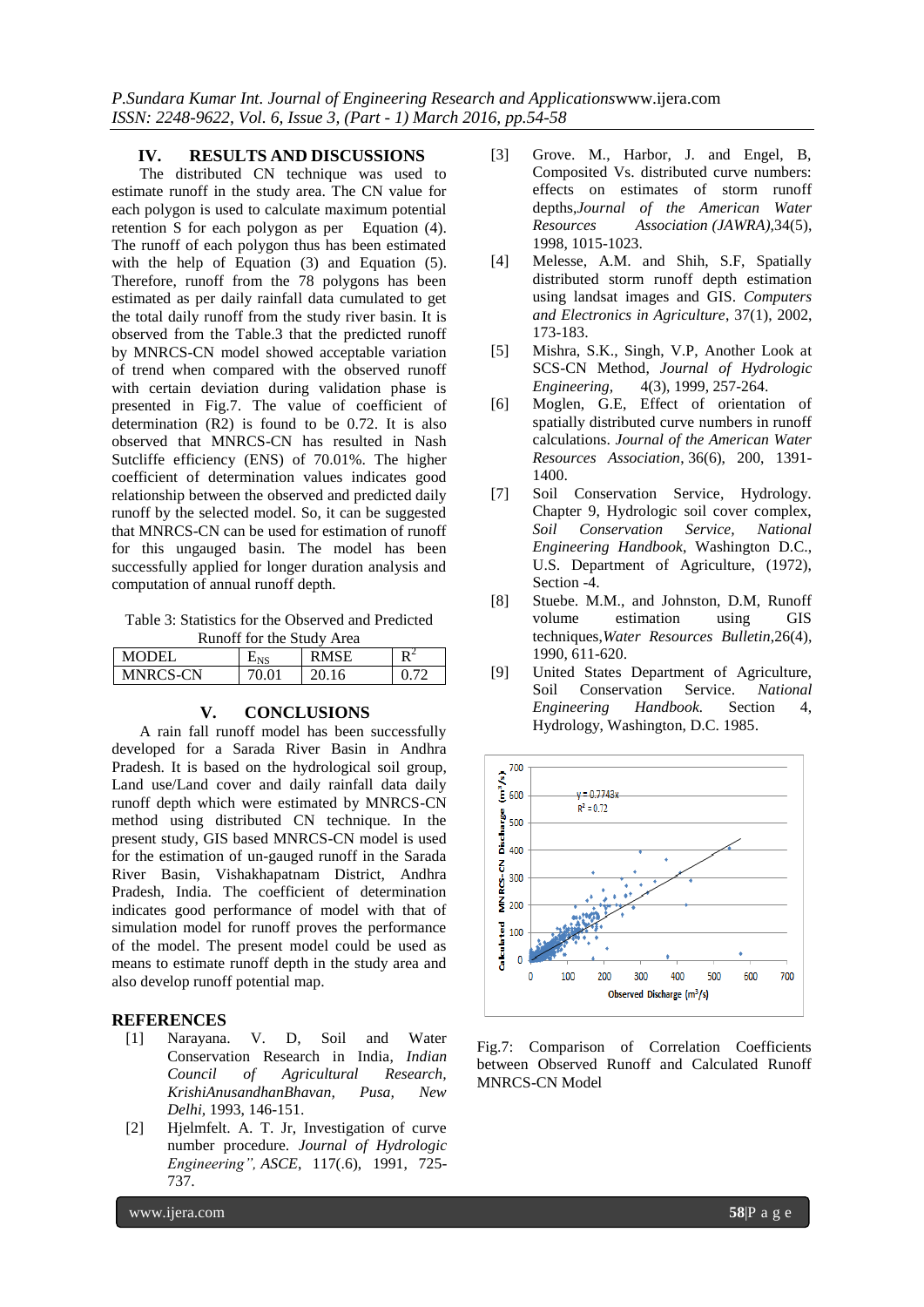## IV. RESULTS AND DISCUSSIONS

The distributed CN technique was used to estimate runoff in the study area. The CN value for each polygon is used to calculate maximum potential retention S for each polygon as per Equation (4). The runoff of each polygon thus has been estimated with the help of Equation (3) and Equation (5). Therefore, runoff from the 78 polygons has been estimated as per daily rainfall data cumulated to get the total daily runoff from the study river basin. It is observed from the Table.3 that the predicted runoff by MNRCS-CN model showed acceptable variation of trend when compared with the observed runoff with certain deviation during validation phase is presented in Fig.7. The value of coefficient of determination (R2) is found to be 0.72. It is also observed that MNRCS-CN has resulted in Nash Sutcliffe efficiency (ENS) of 70.01%. The higher coefficient of determination values indicates good relationship between the observed and predicted daily runoff by the selected model. So, it can be suggested that MNRCS-CN can be used for estimation of runoff for this ungauged basin. The model has been successfully applied for longer duration analysis and computation of annual runoff depth.

Table 3: Statistics for the Observed and Predicted Runoff for the Study Area

| MODEL | $E_{NS}$ | RMSE | $R^2$ |
|---|---|---|---|
| MNRCS-CN | 70.01 | 20.16 | 0.72 |

## V. CONCLUSIONS

A rain fall runoff model has been successfully developed for a Sarada River Basin in Andhra Pradesh. It is based on the hydrological soil group, Land use/Land cover and daily rainfall data daily runoff depth which were estimated by MNRCS-CN method using distributed CN technique. In the present study, GIS based MNRCS-CN model is used for the estimation of un-gauged runoff in the Sarada River Basin, Vishakhapatnam District, Andhra Pradesh, India. The coefficient of determination indicates good performance of model with that of simulation model for runoff proves the performance of the model. The present model could be used as means to estimate runoff depth in the study area and also develop runoff potential map.

## REFERENCES

[1] Narayana. V. D, Soil and Water Conservation Research in India, *Indian Council of Agricultural Research, KrishiAnusandhanBhavan, Pusa, New Delhi*, 1993, 146-151.

[2] Hjelmfelt. A. T. Jr, Investigation of curve number procedure. *Journal of Hydrologic Engineering", ASCE*, 117(.6), 1991, 725-737.

[3] Grove. M., Harbor, J. and Engel, B, Composited Vs. distributed curve numbers: effects on estimates of storm runoff depths,*Journal of the American Water Resources Association (JAWRA)*,34(5), 1998, 1015-1023.

[4] Melesse, A.M. and Shih, S.F, Spatially distributed storm runoff depth estimation using landsat images and GIS. *Computers and Electronics in Agriculture*, 37(1), 2002, 173-183.

[5] Mishra, S.K., Singh, V.P, Another Look at SCS-CN Method, *Journal of Hydrologic Engineering*, 4(3), 1999, 257-264.

[6] Moglen, G.E, Effect of orientation of spatially distributed curve numbers in runoff calculations. *Journal of the American Water Resources Association*, 36(6), 200, 1391-1400.

[7] Soil Conservation Service, Hydrology. Chapter 9, Hydrologic soil cover complex, *Soil Conservation Service, National Engineering Handbook*, Washington D.C., U.S. Department of Agriculture, (1972), Section -4.

[8] Stuebe. M.M., and Johnston, D.M, Runoff volume estimation using GIS techniques,*Water Resources Bulletin*,26(4), 1990, 611-620.

[9] United States Department of Agriculture, Soil Conservation Service. *National Engineering Handbook.* Section 4, Hydrology, Washington, D.C. 1985.

y = 0.7743x
R² = 0.72
Calculated MNRCS-CN Discharge (m³/s)
Observed Discharge (m³/s)
0 100 200 300 400 500 600 700

Fig.7: Comparison of Correlation Coefficients between Observed Runoff and Calculated Runoff MNRCS-CN Model